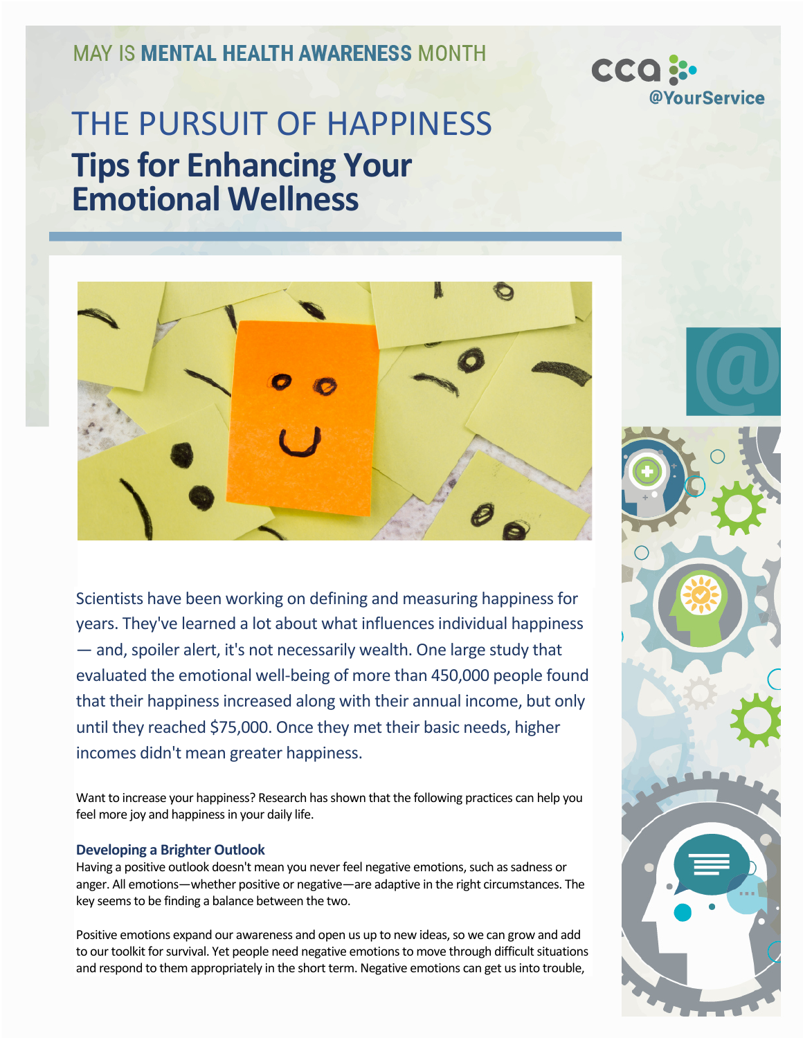MAY IS **MENTAL HEALTH AWARENESS** MONTH

@YourService

# THE PURSUIT OF HAPPINESS

## Tips for Enhancing Your Emotional Wellness

Scientists have been working on defining and measuring happiness for years. They've learned a lot about what influences individual happiness — and, spoiler alert, it's not necessarily wealth. One large study that evaluated the emotional well-being of more than 450,000 people found that their happiness increased along with their annual income, but only until they reached $75,000. Once they met their basic needs, higher incomes didn't mean greater happiness.

Want to increase your happiness? Research has shown that the following practices can help you feel more joy and happiness in your daily life.

### Developing a Brighter Outlook

Having a positive outlook doesn't mean you never feel negative emotions, such as sadness or anger. All emotions—whether positive or negative—are adaptive in the right circumstances. The key seems to be finding a balance between the two.

Positive emotions expand our awareness and open us up to new ideas, so we can grow and add to our toolkit for survival. Yet people need negative emotions to move through difficult situations and respond to them appropriately in the short term. Negative emotions can get us into trouble,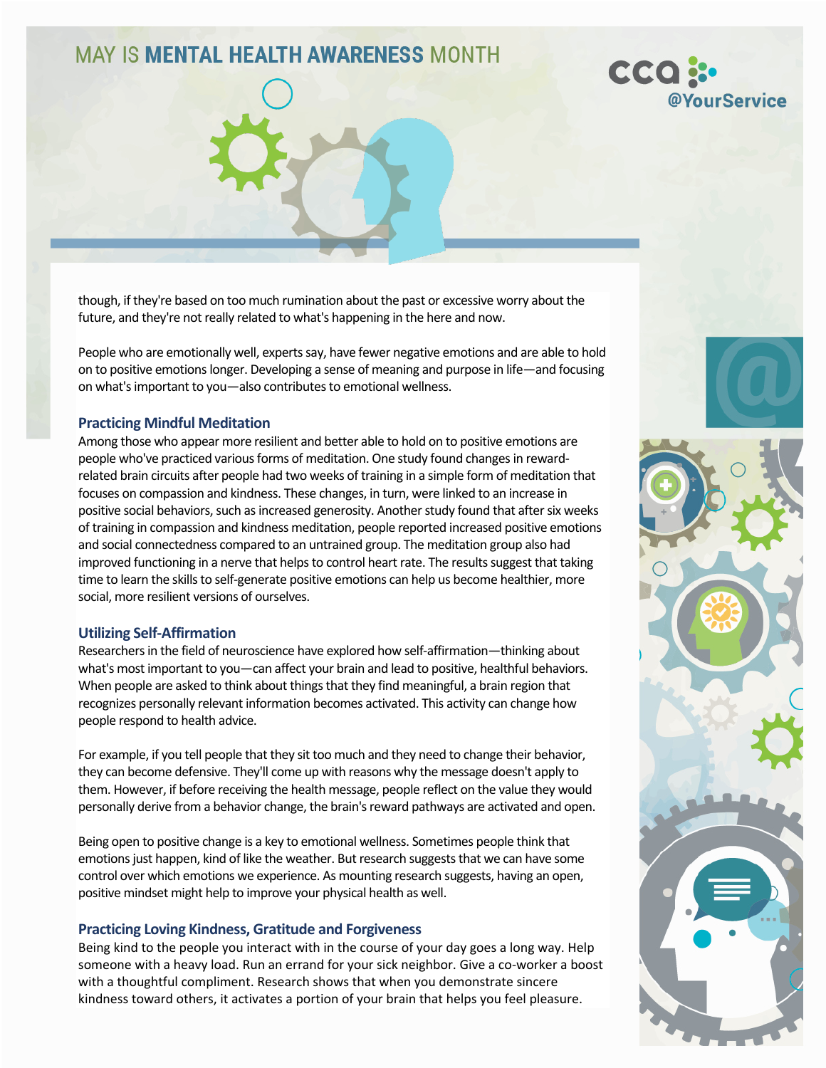though, if they're based on too much rumination about the past or excessive worry about the future, and they're not really related to what's happening in the here and now.

People who are emotionally well, experts say, have fewer negative emotions and are able to hold on to positive emotions longer. Developing a sense of meaning and purpose in life—and focusing on what's important to you—also contributes to emotional wellness.

### Practicing Mindful Meditation

Among those who appear more resilient and better able to hold on to positive emotions are people who've practiced various forms of meditation. One study found changes in reward-related brain circuits after people had two weeks of training in a simple form of meditation that focuses on compassion and kindness. These changes, in turn, were linked to an increase in positive social behaviors, such as increased generosity. Another study found that after six weeks of training in compassion and kindness meditation, people reported increased positive emotions and social connectedness compared to an untrained group. The meditation group also had improved functioning in a nerve that helps to control heart rate. The results suggest that taking time to learn the skills to self-generate positive emotions can help us become healthier, more social, more resilient versions of ourselves.

### Utilizing Self-Affirmation

Researchers in the field of neuroscience have explored how self-affirmation—thinking about what's most important to you—can affect your brain and lead to positive, healthful behaviors. When people are asked to think about things that they find meaningful, a brain region that recognizes personally relevant information becomes activated. This activity can change how people respond to health advice.

For example, if you tell people that they sit too much and they need to change their behavior, they can become defensive. They'll come up with reasons why the message doesn't apply to them. However, if before receiving the health message, people reflect on the value they would personally derive from a behavior change, the brain's reward pathways are activated and open.

Being open to positive change is a key to emotional wellness. Sometimes people think that emotions just happen, kind of like the weather. But research suggests that we can have some control over which emotions we experience. As mounting research suggests, having an open, positive mindset might help to improve your physical health as well.

### Practicing Loving Kindness, Gratitude and Forgiveness

Being kind to the people you interact with in the course of your day goes a long way. Help someone with a heavy load. Run an errand for your sick neighbor. Give a co-worker a boost with a thoughtful compliment. Research shows that when you demonstrate sincere kindness toward others, it activates a portion of your brain that helps you feel pleasure.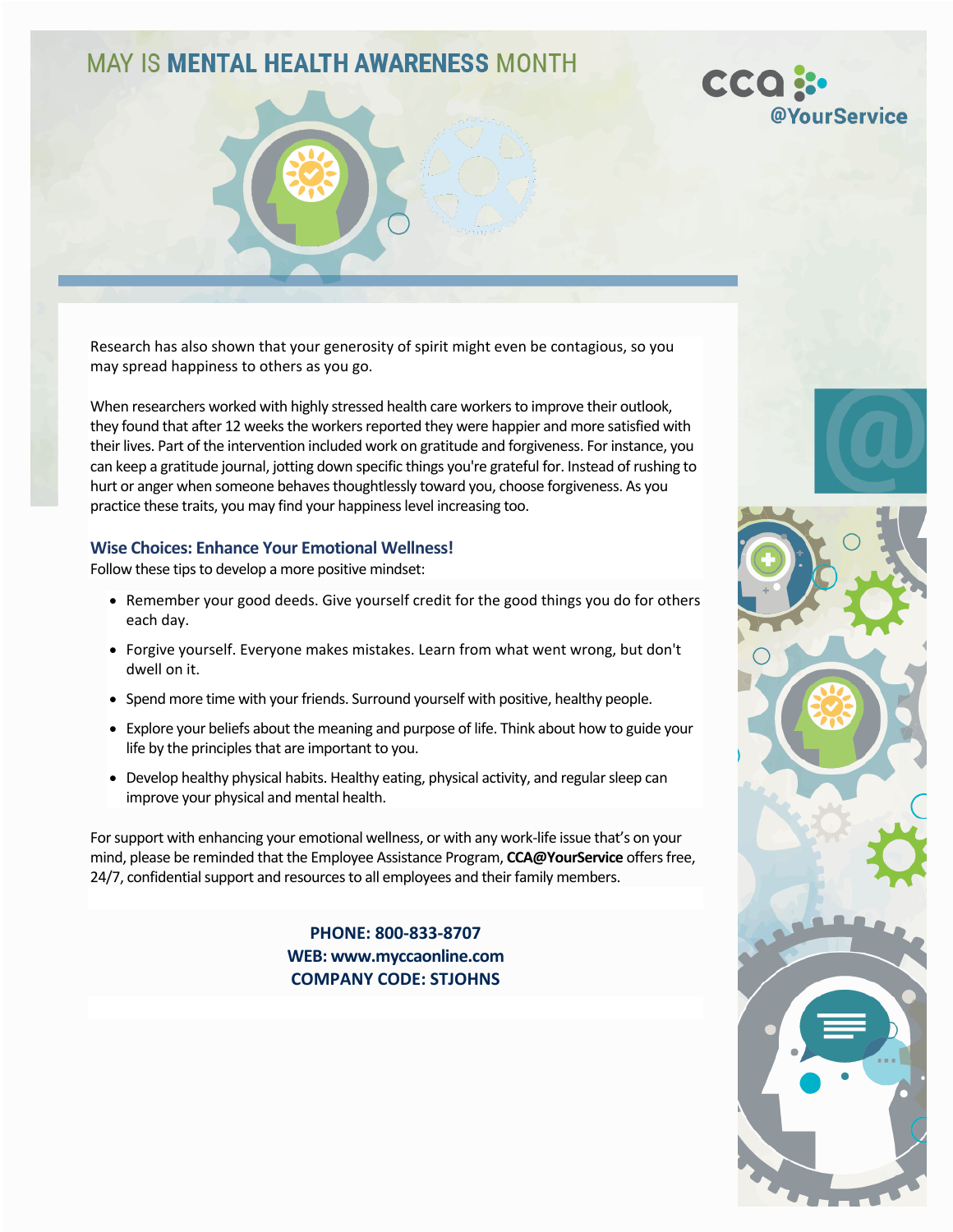# MAY IS MENTAL HEALTH AWARENESS MONTH

Research has also shown that your generosity of spirit might even be contagious, so you may spread happiness to others as you go.

When researchers worked with highly stressed health care workers to improve their outlook, they found that after 12 weeks the workers reported they were happier and more satisfied with their lives. Part of the intervention included work on gratitude and forgiveness. For instance, you can keep a gratitude journal, jotting down specific things you're grateful for. Instead of rushing to hurt or anger when someone behaves thoughtlessly toward you, choose forgiveness. As you practice these traits, you may find your happiness level increasing too.

### Wise Choices: Enhance Your Emotional Wellness!

Follow these tips to develop a more positive mindset:

- Remember your good deeds. Give yourself credit for the good things you do for others each day.
- Forgive yourself. Everyone makes mistakes. Learn from what went wrong, but don't dwell on it.
- Spend more time with your friends. Surround yourself with positive, healthy people.
- Explore your beliefs about the meaning and purpose of life. Think about how to guide your life by the principles that are important to you.
- Develop healthy physical habits. Healthy eating, physical activity, and regular sleep can improve your physical and mental health.

For support with enhancing your emotional wellness, or with any work-life issue that's on your mind, please be reminded that the Employee Assistance Program, **CCA@YourService** offers free, 24/7, confidential support and resources to all employees and their family members.

**PHONE: 800-833-8707**
**WEB: www.myccaonline.com**
**COMPANY CODE: STJOHNS**